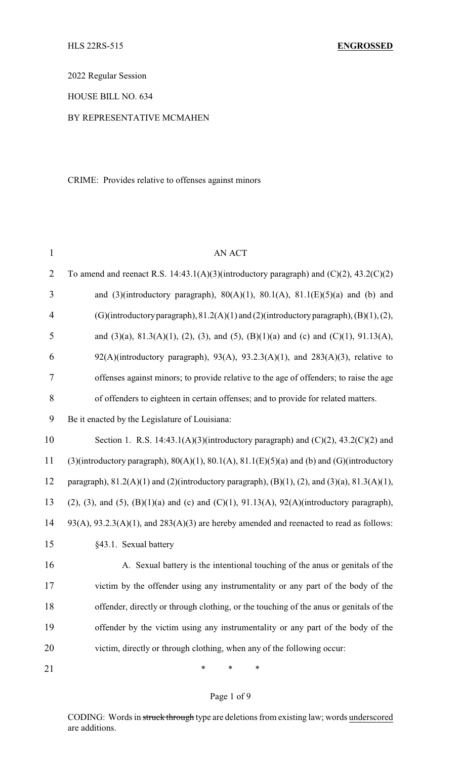2022 Regular Session

HOUSE BILL NO. 634

BY REPRESENTATIVE MCMAHEN

CRIME: Provides relative to offenses against minors

AN ACT

To amend and reenact R.S. 14:43.1(A)(3)(introductory paragraph) and (C)(2), 43.2(C)(2) and (3)(introductory paragraph), 80(A)(1), 80.1(A), 81.1(E)(5)(a) and (b) and (G)(introductory paragraph), 81.2(A)(1) and (2)(introductory paragraph), (B)(1), (2), and (3)(a), 81.3(A)(1), (2), (3), and (5), (B)(1)(a) and (c) and (C)(1), 91.13(A), 92(A)(introductory paragraph), 93(A), 93.2.3(A)(1), and 283(A)(3), relative to offenses against minors; to provide relative to the age of offenders; to raise the age of offenders to eighteen in certain offenses; and to provide for related matters.

Be it enacted by the Legislature of Louisiana:

Section 1. R.S. 14:43.1(A)(3)(introductory paragraph) and (C)(2), 43.2(C)(2) and (3)(introductory paragraph), 80(A)(1), 80.1(A), 81.1(E)(5)(a) and (b) and (G)(introductory paragraph), 81.2(A)(1) and (2)(introductory paragraph), (B)(1), (2), and (3)(a), 81.3(A)(1), (2), (3), and (5), (B)(1)(a) and (c) and (C)(1), 91.13(A), 92(A)(introductory paragraph), 93(A), 93.2.3(A)(1), and 283(A)(3) are hereby amended and reenacted to read as follows:

§43.1. Sexual battery

A. Sexual battery is the intentional touching of the anus or genitals of the victim by the offender using any instrumentality or any part of the body of the offender, directly or through clothing, or the touching of the anus or genitals of the offender by the victim using any instrumentality or any part of the body of the victim, directly or through clothing, when any of the following occur:

\* \* \*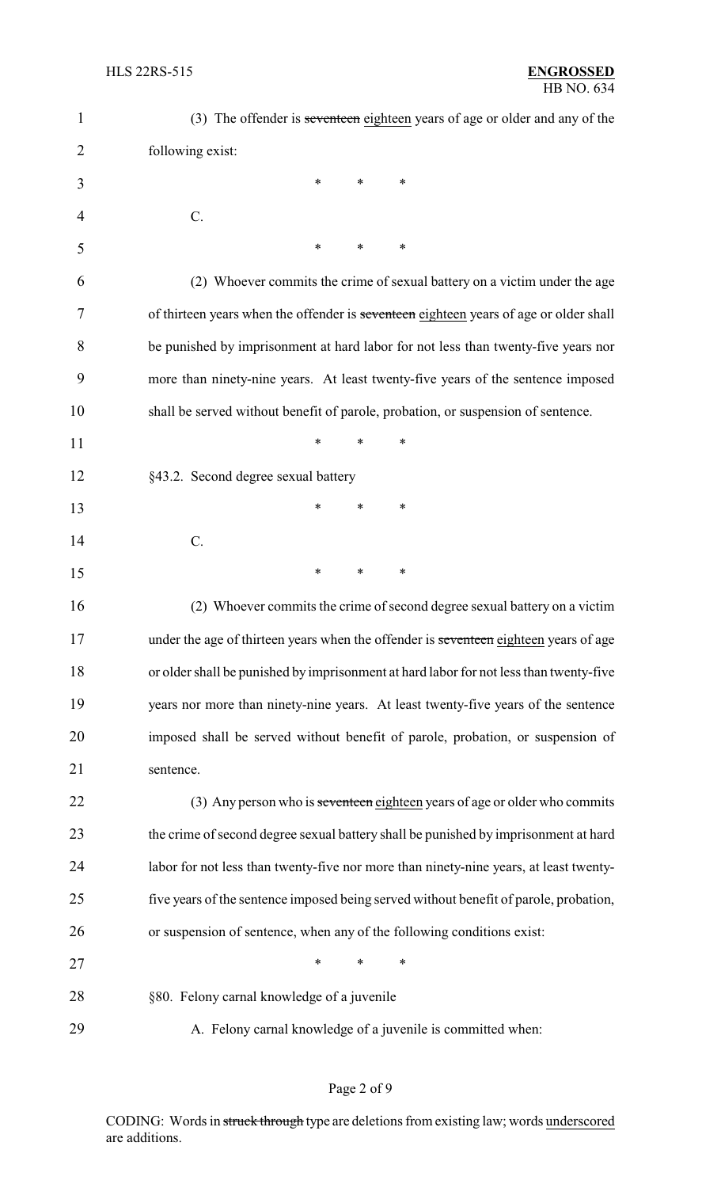(3) The offender is ~~seventeen~~ eighteen years of age or older and any of the following exist:

\* \* \*

C.

\* \* \*

(2) Whoever commits the crime of sexual battery on a victim under the age of thirteen years when the offender is ~~seventeen~~ eighteen years of age or older shall be punished by imprisonment at hard labor for not less than twenty-five years nor more than ninety-nine years. At least twenty-five years of the sentence imposed shall be served without benefit of parole, probation, or suspension of sentence.

\* \* \*

§43.2. Second degree sexual battery

\* \* \*

C.

\* \* \*

(2) Whoever commits the crime of second degree sexual battery on a victim under the age of thirteen years when the offender is ~~seventeen~~ eighteen years of age or older shall be punished by imprisonment at hard labor for not less than twenty-five years nor more than ninety-nine years. At least twenty-five years of the sentence imposed shall be served without benefit of parole, probation, or suspension of sentence.

(3) Any person who is ~~seventeen~~ eighteen years of age or older who commits the crime of second degree sexual battery shall be punished by imprisonment at hard labor for not less than twenty-five nor more than ninety-nine years, at least twenty-five years of the sentence imposed being served without benefit of parole, probation, or suspension of sentence, when any of the following conditions exist:

\* \* \*

§80. Felony carnal knowledge of a juvenile

A. Felony carnal knowledge of a juvenile is committed when: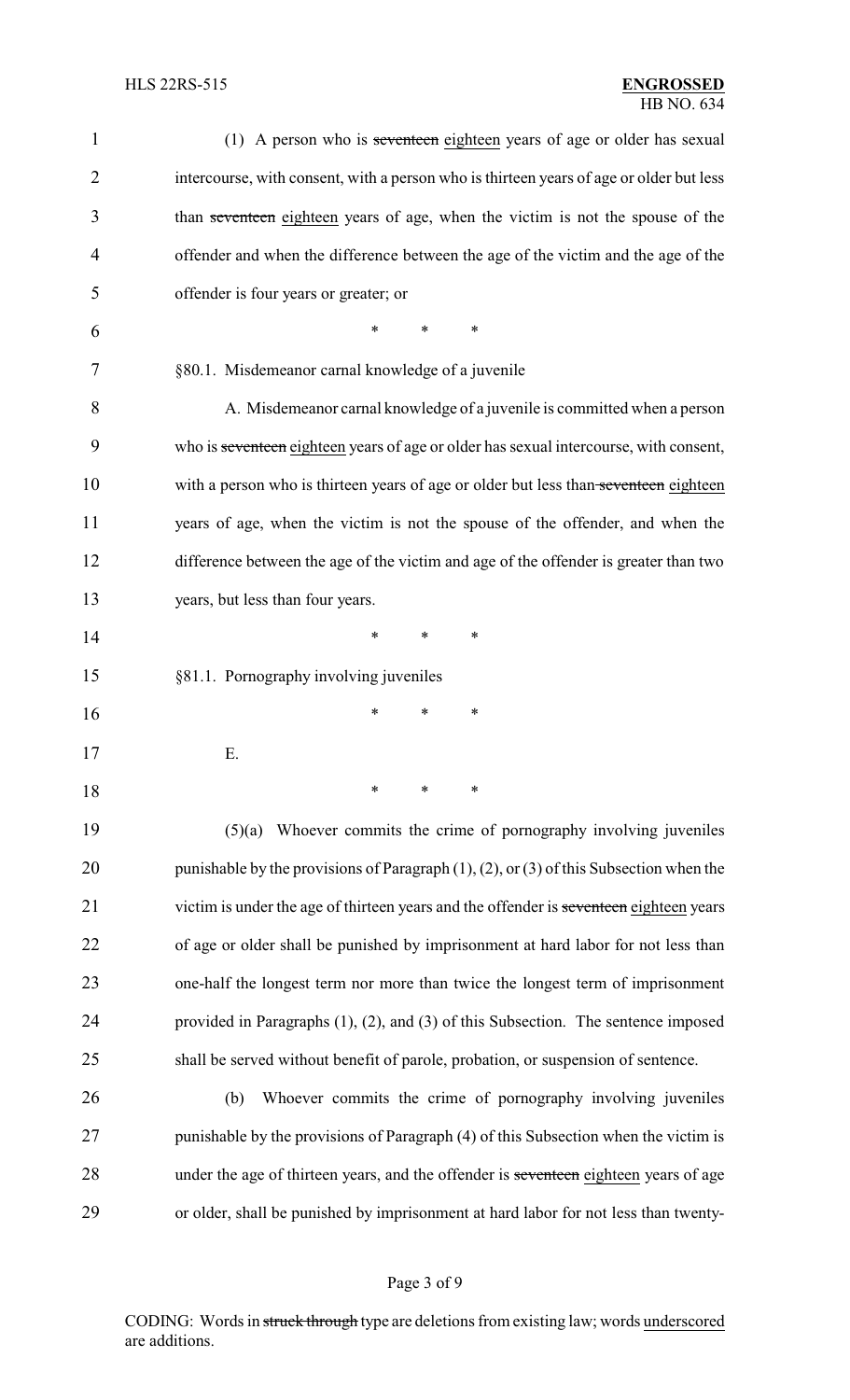(1) A person who is ~~seventeen~~ eighteen years of age or older has sexual intercourse, with consent, with a person who is thirteen years of age or older but less than ~~seventeen~~ eighteen years of age, when the victim is not the spouse of the offender and when the difference between the age of the victim and the age of the offender is four years or greater; or

\* \* \*

§80.1. Misdemeanor carnal knowledge of a juvenile

A. Misdemeanor carnal knowledge of a juvenile is committed when a person who is ~~seventeen~~ eighteen years of age or older has sexual intercourse, with consent, with a person who is thirteen years of age or older but less than ~~seventeen~~ eighteen years of age, when the victim is not the spouse of the offender, and when the difference between the age of the victim and age of the offender is greater than two years, but less than four years.

\* \* \*

§81.1. Pornography involving juveniles

\* \* \*

E.

\* \* \*

(5)(a) Whoever commits the crime of pornography involving juveniles punishable by the provisions of Paragraph (1), (2), or (3) of this Subsection when the victim is under the age of thirteen years and the offender is ~~seventeen~~ eighteen years of age or older shall be punished by imprisonment at hard labor for not less than one-half the longest term nor more than twice the longest term of imprisonment provided in Paragraphs (1), (2), and (3) of this Subsection. The sentence imposed shall be served without benefit of parole, probation, or suspension of sentence.

(b) Whoever commits the crime of pornography involving juveniles punishable by the provisions of Paragraph (4) of this Subsection when the victim is under the age of thirteen years, and the offender is ~~seventeen~~ eighteen years of age or older, shall be punished by imprisonment at hard labor for not less than twenty-

CODING: Words in ~~struck through~~ type are deletions from existing law; words underscored are additions.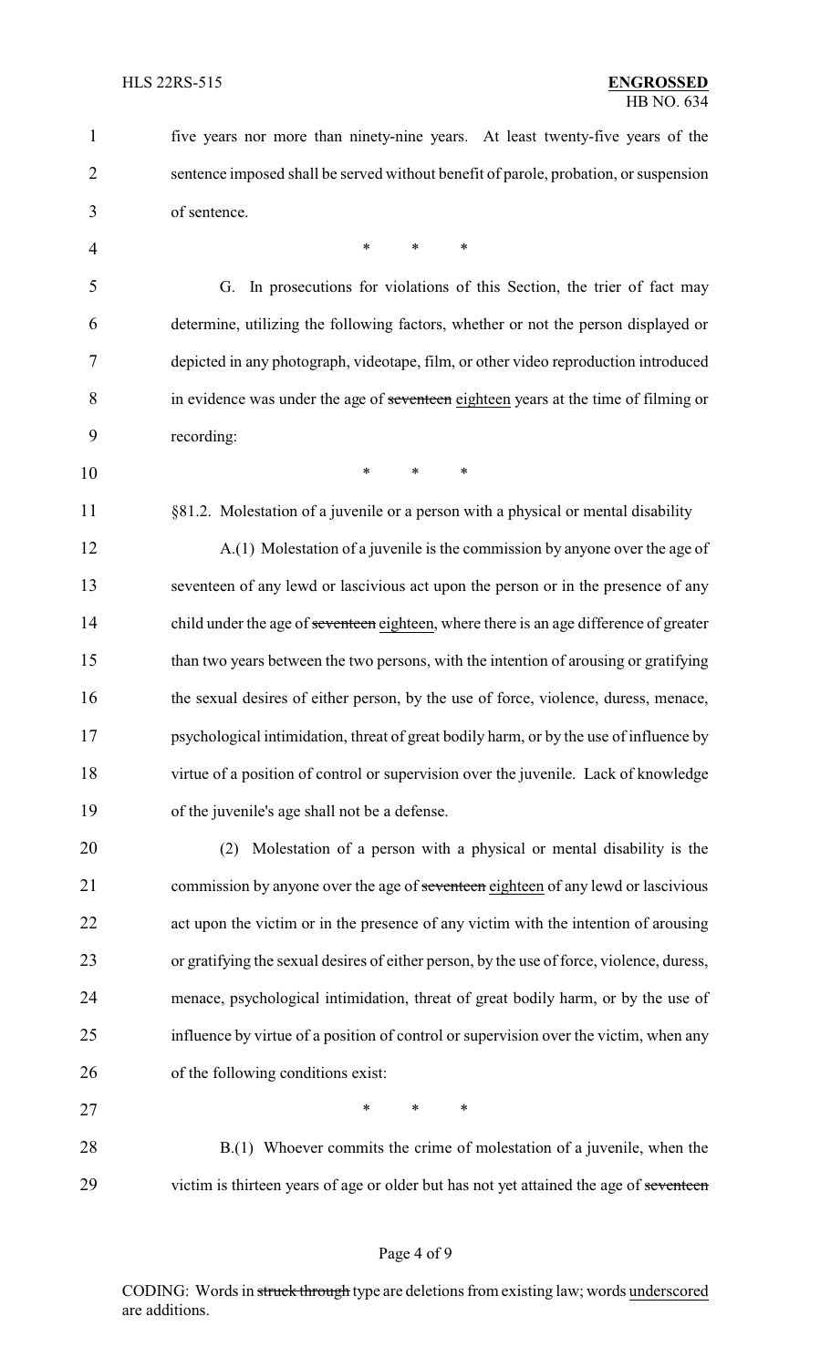five years nor more than ninety-nine years. At least twenty-five years of the sentence imposed shall be served without benefit of parole, probation, or suspension of sentence.

\* \* \*

G. In prosecutions for violations of this Section, the trier of fact may determine, utilizing the following factors, whether or not the person displayed or depicted in any photograph, videotape, film, or other video reproduction introduced in evidence was under the age of ~~seventeen~~ <u>eighteen</u> years at the time of filming or recording:

\* \* \*

§81.2. Molestation of a juvenile or a person with a physical or mental disability

A.(1) Molestation of a juvenile is the commission by anyone over the age of seventeen of any lewd or lascivious act upon the person or in the presence of any child under the age of ~~seventeen~~ <u>eighteen</u>, where there is an age difference of greater than two years between the two persons, with the intention of arousing or gratifying the sexual desires of either person, by the use of force, violence, duress, menace, psychological intimidation, threat of great bodily harm, or by the use of influence by virtue of a position of control or supervision over the juvenile. Lack of knowledge of the juvenile's age shall not be a defense.

(2) Molestation of a person with a physical or mental disability is the commission by anyone over the age of ~~seventeen~~ <u>eighteen</u> of any lewd or lascivious act upon the victim or in the presence of any victim with the intention of arousing or gratifying the sexual desires of either person, by the use of force, violence, duress, menace, psychological intimidation, threat of great bodily harm, or by the use of influence by virtue of a position of control or supervision over the victim, when any of the following conditions exist:

\* \* \*

B.(1) Whoever commits the crime of molestation of a juvenile, when the victim is thirteen years of age or older but has not yet attained the age of ~~seventeen~~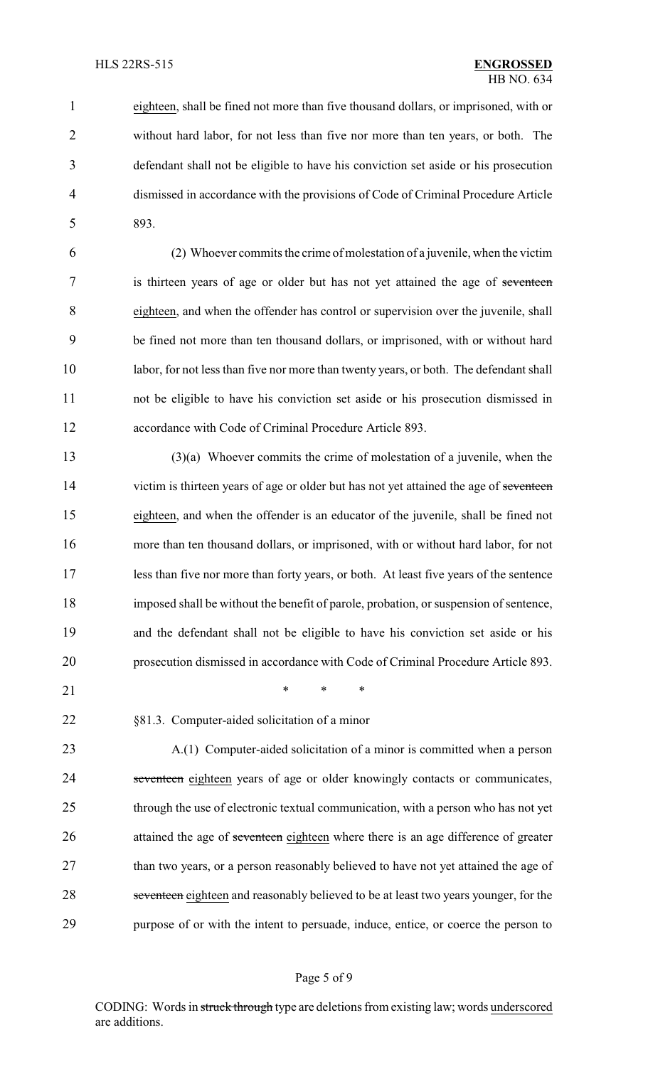eighteen, shall be fined not more than five thousand dollars, or imprisoned, with or without hard labor, for not less than five nor more than ten years, or both. The defendant shall not be eligible to have his conviction set aside or his prosecution dismissed in accordance with the provisions of Code of Criminal Procedure Article 893.

(2) Whoever commits the crime of molestation of a juvenile, when the victim is thirteen years of age or older but has not yet attained the age of ~~seventeen~~ eighteen, and when the offender has control or supervision over the juvenile, shall be fined not more than ten thousand dollars, or imprisoned, with or without hard labor, for not less than five nor more than twenty years, or both. The defendant shall not be eligible to have his conviction set aside or his prosecution dismissed in accordance with Code of Criminal Procedure Article 893.

(3)(a) Whoever commits the crime of molestation of a juvenile, when the victim is thirteen years of age or older but has not yet attained the age of ~~seventeen~~ eighteen, and when the offender is an educator of the juvenile, shall be fined not more than ten thousand dollars, or imprisoned, with or without hard labor, for not less than five nor more than forty years, or both. At least five years of the sentence imposed shall be without the benefit of parole, probation, or suspension of sentence, and the defendant shall not be eligible to have his conviction set aside or his prosecution dismissed in accordance with Code of Criminal Procedure Article 893.

\* \* \*

§81.3. Computer-aided solicitation of a minor

A.(1) Computer-aided solicitation of a minor is committed when a person ~~seventeen~~ eighteen years of age or older knowingly contacts or communicates, through the use of electronic textual communication, with a person who has not yet attained the age of ~~seventeen~~ eighteen where there is an age difference of greater than two years, or a person reasonably believed to have not yet attained the age of ~~seventeen~~ eighteen and reasonably believed to be at least two years younger, for the purpose of or with the intent to persuade, induce, entice, or coerce the person to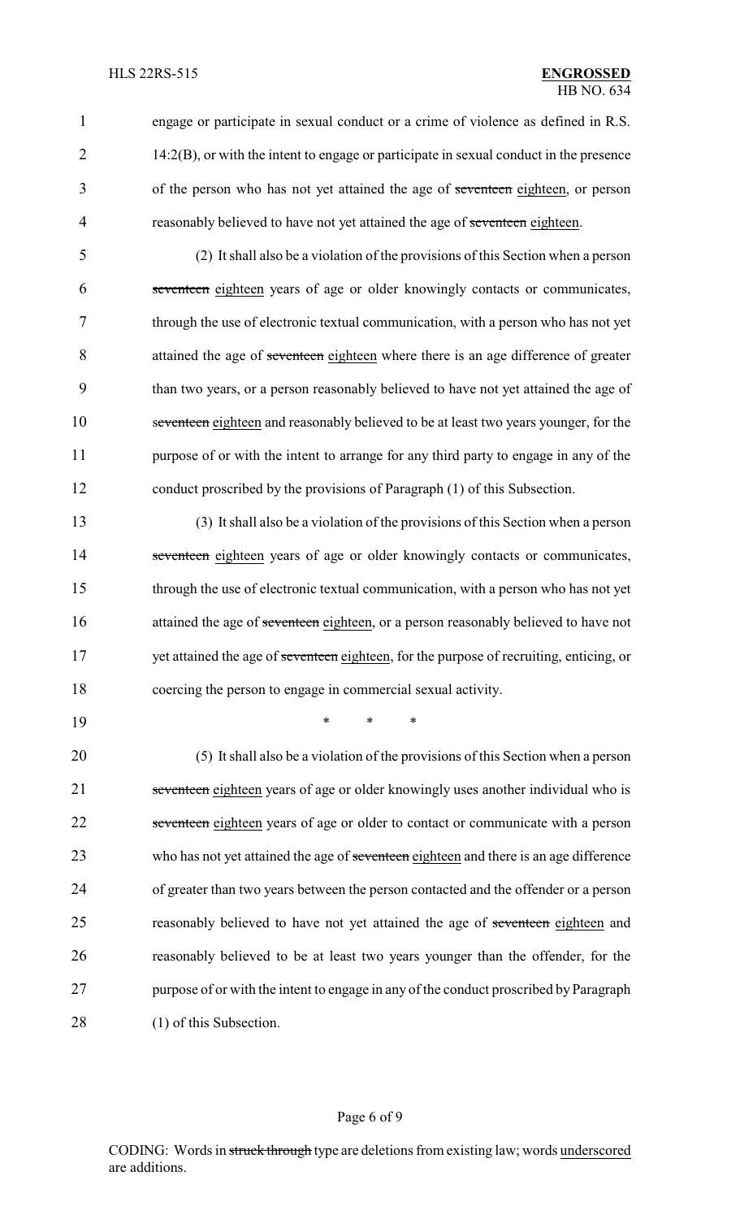engage or participate in sexual conduct or a crime of violence as defined in R.S. 14:2(B), or with the intent to engage or participate in sexual conduct in the presence of the person who has not yet attained the age of ~~seventeen~~ eighteen, or person reasonably believed to have not yet attained the age of ~~seventeen~~ eighteen.

(2) It shall also be a violation of the provisions of this Section when a person ~~seventeen~~ eighteen years of age or older knowingly contacts or communicates, through the use of electronic textual communication, with a person who has not yet attained the age of ~~seventeen~~ eighteen where there is an age difference of greater than two years, or a person reasonably believed to have not yet attained the age of ~~seventeen~~ eighteen and reasonably believed to be at least two years younger, for the purpose of or with the intent to arrange for any third party to engage in any of the conduct proscribed by the provisions of Paragraph (1) of this Subsection.

(3) It shall also be a violation of the provisions of this Section when a person ~~seventeen~~ eighteen years of age or older knowingly contacts or communicates, through the use of electronic textual communication, with a person who has not yet attained the age of ~~seventeen~~ eighteen, or a person reasonably believed to have not yet attained the age of ~~seventeen~~ eighteen, for the purpose of recruiting, enticing, or coercing the person to engage in commercial sexual activity.

\* \* \*

(5) It shall also be a violation of the provisions of this Section when a person ~~seventeen~~ eighteen years of age or older knowingly uses another individual who is ~~seventeen~~ eighteen years of age or older to contact or communicate with a person who has not yet attained the age of ~~seventeen~~ eighteen and there is an age difference of greater than two years between the person contacted and the offender or a person reasonably believed to have not yet attained the age of ~~seventeen~~ eighteen and reasonably believed to be at least two years younger than the offender, for the purpose of or with the intent to engage in any of the conduct proscribed by Paragraph (1) of this Subsection.

CODING: Words in ~~struck through~~ type are deletions from existing law; words underscored are additions.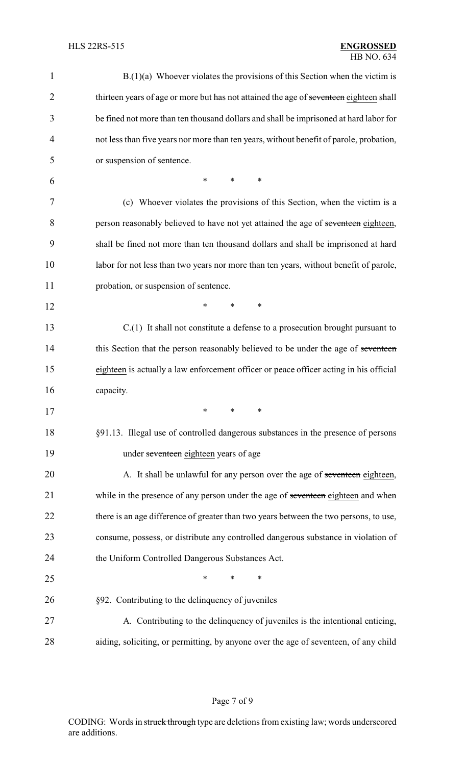B.(1)(a) Whoever violates the provisions of this Section when the victim is thirteen years of age or more but has not attained the age of ~~seventeen~~ eighteen shall be fined not more than ten thousand dollars and shall be imprisoned at hard labor for not less than five years nor more than ten years, without benefit of parole, probation, or suspension of sentence.

\* \* \*

(c) Whoever violates the provisions of this Section, when the victim is a person reasonably believed to have not yet attained the age of ~~seventeen~~ eighteen, shall be fined not more than ten thousand dollars and shall be imprisoned at hard labor for not less than two years nor more than ten years, without benefit of parole, probation, or suspension of sentence.

\* \* \*

C.(1) It shall not constitute a defense to a prosecution brought pursuant to this Section that the person reasonably believed to be under the age of ~~seventeen~~ eighteen is actually a law enforcement officer or peace officer acting in his official capacity.

\* \* \*

§91.13. Illegal use of controlled dangerous substances in the presence of persons under ~~seventeen~~ eighteen years of age

A. It shall be unlawful for any person over the age of ~~seventeen~~ eighteen, while in the presence of any person under the age of ~~seventeen~~ eighteen and when there is an age difference of greater than two years between the two persons, to use, consume, possess, or distribute any controlled dangerous substance in violation of the Uniform Controlled Dangerous Substances Act.

\* \* \*

§92. Contributing to the delinquency of juveniles

A. Contributing to the delinquency of juveniles is the intentional enticing, aiding, soliciting, or permitting, by anyone over the age of seventeen, of any child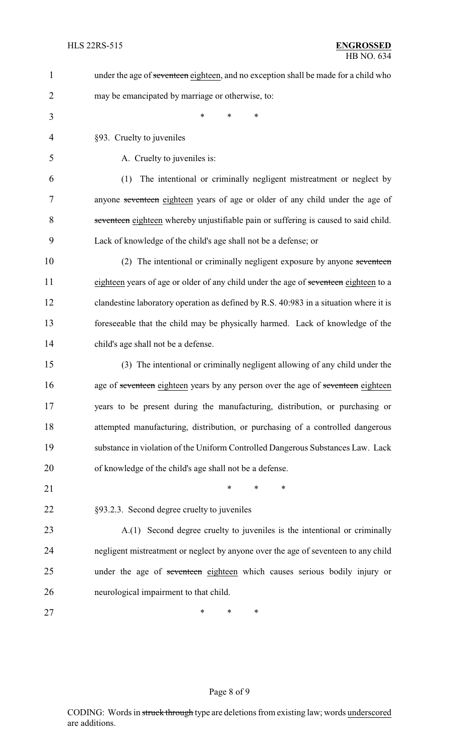under the age of ~~seventeen~~ eighteen, and no exception shall be made for a child who may be emancipated by marriage or otherwise, to:

\* \* \*

§93. Cruelty to juveniles

A. Cruelty to juveniles is:

(1) The intentional or criminally negligent mistreatment or neglect by anyone ~~seventeen~~ eighteen years of age or older of any child under the age of ~~seventeen~~ eighteen whereby unjustifiable pain or suffering is caused to said child. Lack of knowledge of the child's age shall not be a defense; or

(2) The intentional or criminally negligent exposure by anyone ~~seventeen~~ eighteen years of age or older of any child under the age of ~~seventeen~~ eighteen to a clandestine laboratory operation as defined by R.S. 40:983 in a situation where it is foreseeable that the child may be physically harmed. Lack of knowledge of the child's age shall not be a defense.

(3) The intentional or criminally negligent allowing of any child under the age of ~~seventeen~~ eighteen years by any person over the age of ~~seventeen~~ eighteen years to be present during the manufacturing, distribution, or purchasing or attempted manufacturing, distribution, or purchasing of a controlled dangerous substance in violation of the Uniform Controlled Dangerous Substances Law. Lack of knowledge of the child's age shall not be a defense.

\* \* \*

§93.2.3. Second degree cruelty to juveniles

A.(1) Second degree cruelty to juveniles is the intentional or criminally negligent mistreatment or neglect by anyone over the age of seventeen to any child under the age of ~~seventeen~~ eighteen which causes serious bodily injury or neurological impairment to that child.

\* \* \*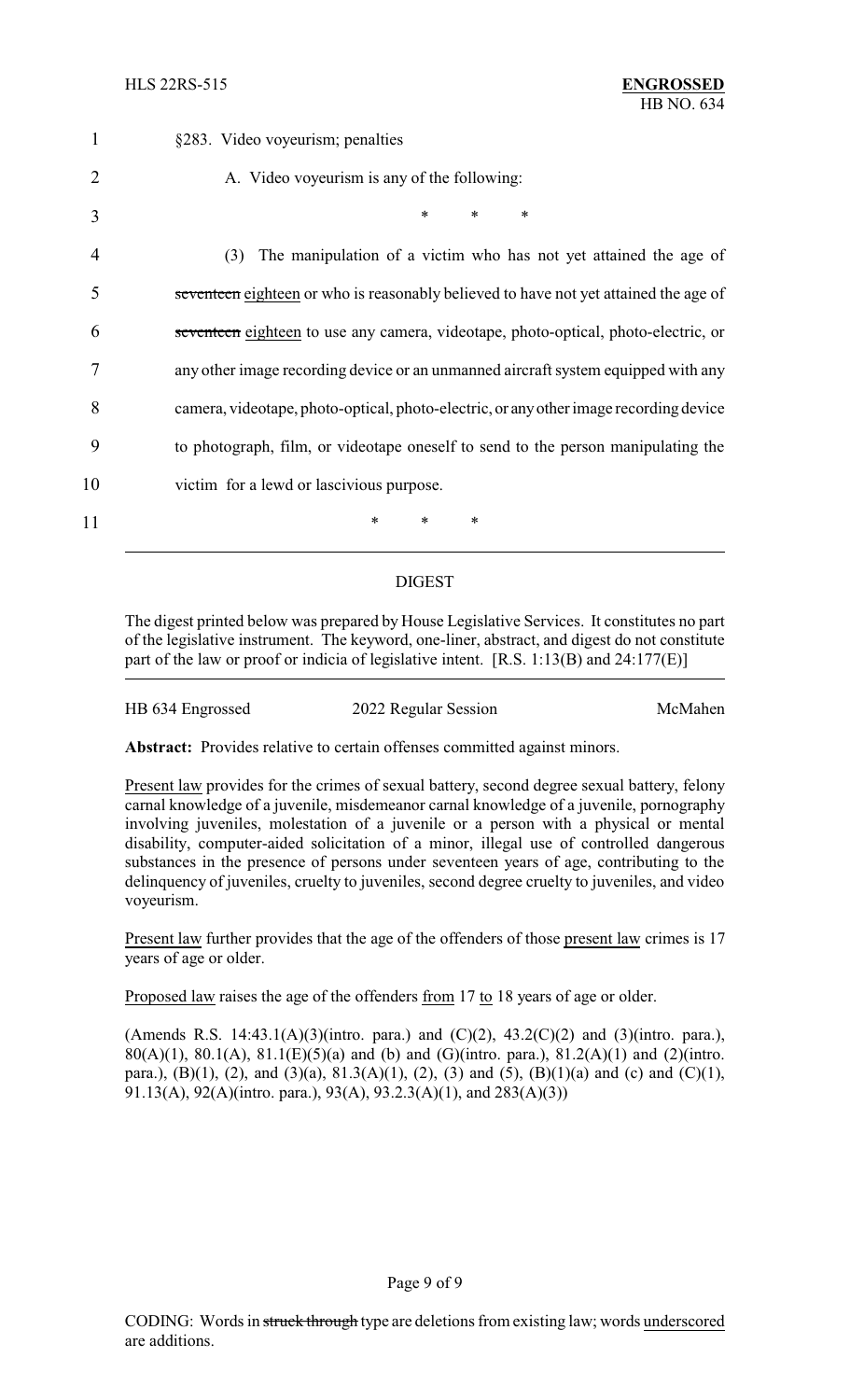§283. Video voyeurism; penalties

A. Video voyeurism is any of the following:

\* \* \*

(3) The manipulation of a victim who has not yet attained the age of ~~seventeen~~ eighteen or who is reasonably believed to have not yet attained the age of ~~seventeen~~ eighteen to use any camera, videotape, photo-optical, photo-electric, or any other image recording device or an unmanned aircraft system equipped with any camera, videotape, photo-optical, photo-electric, or any other image recording device to photograph, film, or videotape oneself to send to the person manipulating the victim for a lewd or lascivious purpose.

\* \* \*

---

## DIGEST

The digest printed below was prepared by House Legislative Services. It constitutes no part of the legislative instrument. The keyword, one-liner, abstract, and digest do not constitute part of the law or proof or indicia of legislative intent. [R.S. 1:13(B) and 24:177(E)]

| HB 634 Engrossed | 2022 Regular Session | McMahen |
| --- | --- | --- |

**Abstract:** Provides relative to certain offenses committed against minors.

Present law provides for the crimes of sexual battery, second degree sexual battery, felony carnal knowledge of a juvenile, misdemeanor carnal knowledge of a juvenile, pornography involving juveniles, molestation of a juvenile or a person with a physical or mental disability, computer-aided solicitation of a minor, illegal use of controlled dangerous substances in the presence of persons under seventeen years of age, contributing to the delinquency of juveniles, cruelty to juveniles, second degree cruelty to juveniles, and video voyeurism.

Present law further provides that the age of the offenders of those present law crimes is 17 years of age or older.

Proposed law raises the age of the offenders from 17 to 18 years of age or older.

(Amends R.S. 14:43.1(A)(3)(intro. para.) and (C)(2), 43.2(C)(2) and (3)(intro. para.), 80(A)(1), 80.1(A), 81.1(E)(5)(a) and (b) and (G)(intro. para.), 81.2(A)(1) and (2)(intro. para.), (B)(1), (2), and (3)(a), 81.3(A)(1), (2), (3) and (5), (B)(1)(a) and (c) and (C)(1), 91.13(A), 92(A)(intro. para.), 93(A), 93.2.3(A)(1), and 283(A)(3))

CODING: Words in ~~struck through~~ type are deletions from existing law; words underscored are additions.